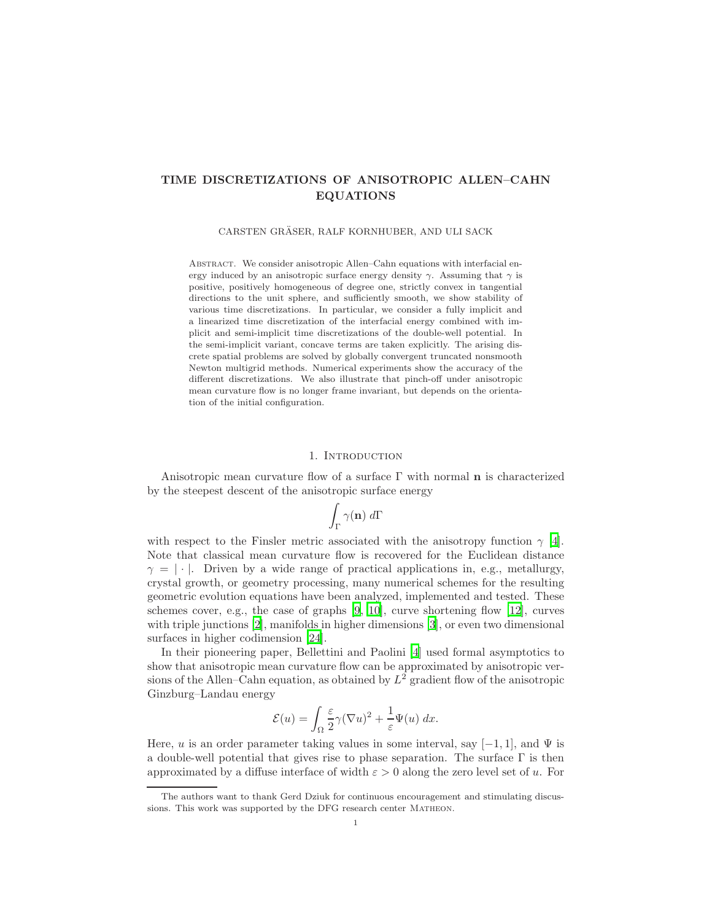# TIME DISCRETIZATIONS OF ANISOTROPIC ALLEN–CAHN EQUATIONS

CARSTEN GRÄSER, RALF KORNHUBER, AND ULI SACK

Abstract. We consider anisotropic Allen–Cahn equations with interfacial energy induced by an anisotropic surface energy density $\gamma$. Assuming that $\gamma$ is positive, positively homogeneous of degree one, strictly convex in tangential directions to the unit sphere, and sufficiently smooth, we show stability of various time discretizations. In particular, we consider a fully implicit and a linearized time discretization of the interfacial energy combined with implicit and semi-implicit time discretizations of the double-well potential. In the semi-implicit variant, concave terms are taken explicitly. The arising discrete spatial problems are solved by globally convergent truncated nonsmooth Newton multigrid methods. Numerical experiments show the accuracy of the different discretizations. We also illustrate that pinch-off under anisotropic mean curvature flow is no longer frame invariant, but depends on the orientation of the initial configuration.

## 1. Introduction

Anisotropic mean curvature flow of a surface $\Gamma$ with normal $\mathbf{n}$ is characterized by the steepest descent of the anisotropic surface energy

$$\int_\Gamma \gamma(\mathbf{n}) \, d\Gamma$$

with respect to the Finsler metric associated with the anisotropy function $\gamma$ [4]. Note that classical mean curvature flow is recovered for the Euclidean distance $\gamma = |\cdot|$. Driven by a wide range of practical applications in, e.g., metallurgy, crystal growth, or geometry processing, many numerical schemes for the resulting geometric evolution equations have been analyzed, implemented and tested. These schemes cover, e.g., the case of graphs [9, 10], curve shortening flow [12], curves with triple junctions [2], manifolds in higher dimensions [3], or even two dimensional surfaces in higher codimension [24].

In their pioneering paper, Bellettini and Paolini [4] used formal asymptotics to show that anisotropic mean curvature flow can be approximated by anisotropic versions of the Allen–Cahn equation, as obtained by $L^2$ gradient flow of the anisotropic Ginzburg–Landau energy

$$\mathcal{E}(u) = \int_\Omega \frac{\varepsilon}{2}\gamma(\nabla u)^2 + \frac{1}{\varepsilon}\Psi(u) \, dx.$$

Here, $u$ is an order parameter taking values in some interval, say $[-1, 1]$, and $\Psi$ is a double-well potential that gives rise to phase separation. The surface $\Gamma$ is then approximated by a diffuse interface of width $\varepsilon > 0$ along the zero level set of $u$. For

The authors want to thank Gerd Dziuk for continuous encouragement and stimulating discussions. This work was supported by the DFG research center Matheon.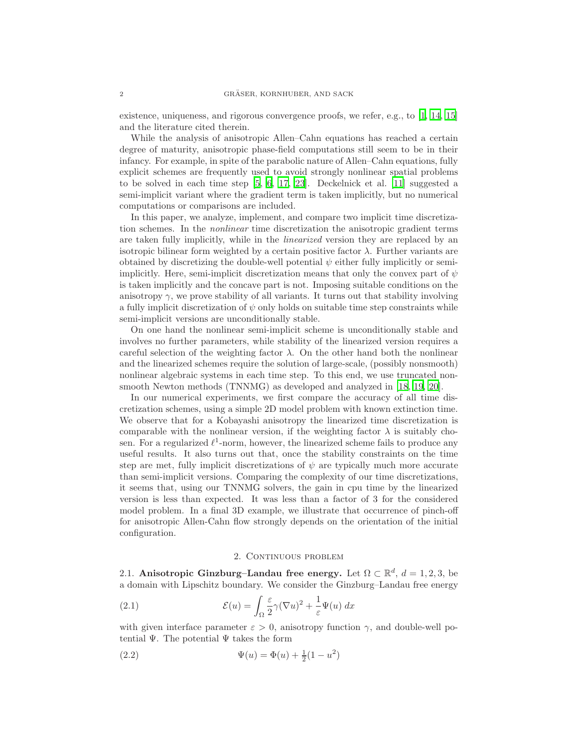existence, uniqueness, and rigorous convergence proofs, we refer, e.g., to [1, 14, 15] and the literature cited therein.

While the analysis of anisotropic Allen–Cahn equations has reached a certain degree of maturity, anisotropic phase-field computations still seem to be in their infancy. For example, in spite of the parabolic nature of Allen–Cahn equations, fully explicit schemes are frequently used to avoid strongly nonlinear spatial problems to be solved in each time step [5, 6, 17, 23]. Deckelnick et al. [11] suggested a semi-implicit variant where the gradient term is taken implicitly, but no numerical computations or comparisons are included.

In this paper, we analyze, implement, and compare two implicit time discretization schemes. In the *nonlinear* time discretization the anisotropic gradient terms are taken fully implicitly, while in the *linearized* version they are replaced by an isotropic bilinear form weighted by a certain positive factor $\lambda$. Further variants are obtained by discretizing the double-well potential $\psi$ either fully implicitly or semi-implicitly. Here, semi-implicit discretization means that only the convex part of $\psi$ is taken implicitly and the concave part is not. Imposing suitable conditions on the anisotropy $\gamma$, we prove stability of all variants. It turns out that stability involving a fully implicit discretization of $\psi$ only holds on suitable time step constraints while semi-implicit versions are unconditionally stable.

On one hand the nonlinear semi-implicit scheme is unconditionally stable and involves no further parameters, while stability of the linearized version requires a careful selection of the weighting factor $\lambda$. On the other hand both the nonlinear and the linearized schemes require the solution of large-scale, (possibly nonsmooth) nonlinear algebraic systems in each time step. To this end, we use truncated nonsmooth Newton methods (TNNMG) as developed and analyzed in [18, 19, 20].

In our numerical experiments, we first compare the accuracy of all time discretization schemes, using a simple 2D model problem with known extinction time. We observe that for a Kobayashi anisotropy the linearized time discretization is comparable with the nonlinear version, if the weighting factor $\lambda$ is suitably chosen. For a regularized $\ell^1$-norm, however, the linearized scheme fails to produce any useful results. It also turns out that, once the stability constraints on the time step are met, fully implicit discretizations of $\psi$ are typically much more accurate than semi-implicit versions. Comparing the complexity of our time discretizations, it seems that, using our TNNMG solvers, the gain in cpu time by the linearized version is less than expected. It was less than a factor of 3 for the considered model problem. In a final 3D example, we illustrate that occurrence of pinch-off for anisotropic Allen-Cahn flow strongly depends on the orientation of the initial configuration.

## 2. Continuous problem

**2.1. Anisotropic Ginzburg–Landau free energy.** Let $\Omega \subset \mathbb{R}^d$, $d = 1, 2, 3$, be a domain with Lipschitz boundary. We consider the Ginzburg–Landau free energy

$$\mathcal{E}(u) = \int_\Omega \frac{\varepsilon}{2}\gamma(\nabla u)^2 + \frac{1}{\varepsilon}\Psi(u)\, dx \tag{2.1}$$

with given interface parameter $\varepsilon > 0$, anisotropy function $\gamma$, and double-well potential $\Psi$. The potential $\Psi$ takes the form

$$\Psi(u) = \Phi(u) + \tfrac{1}{2}(1 - u^2) \tag{2.2}$$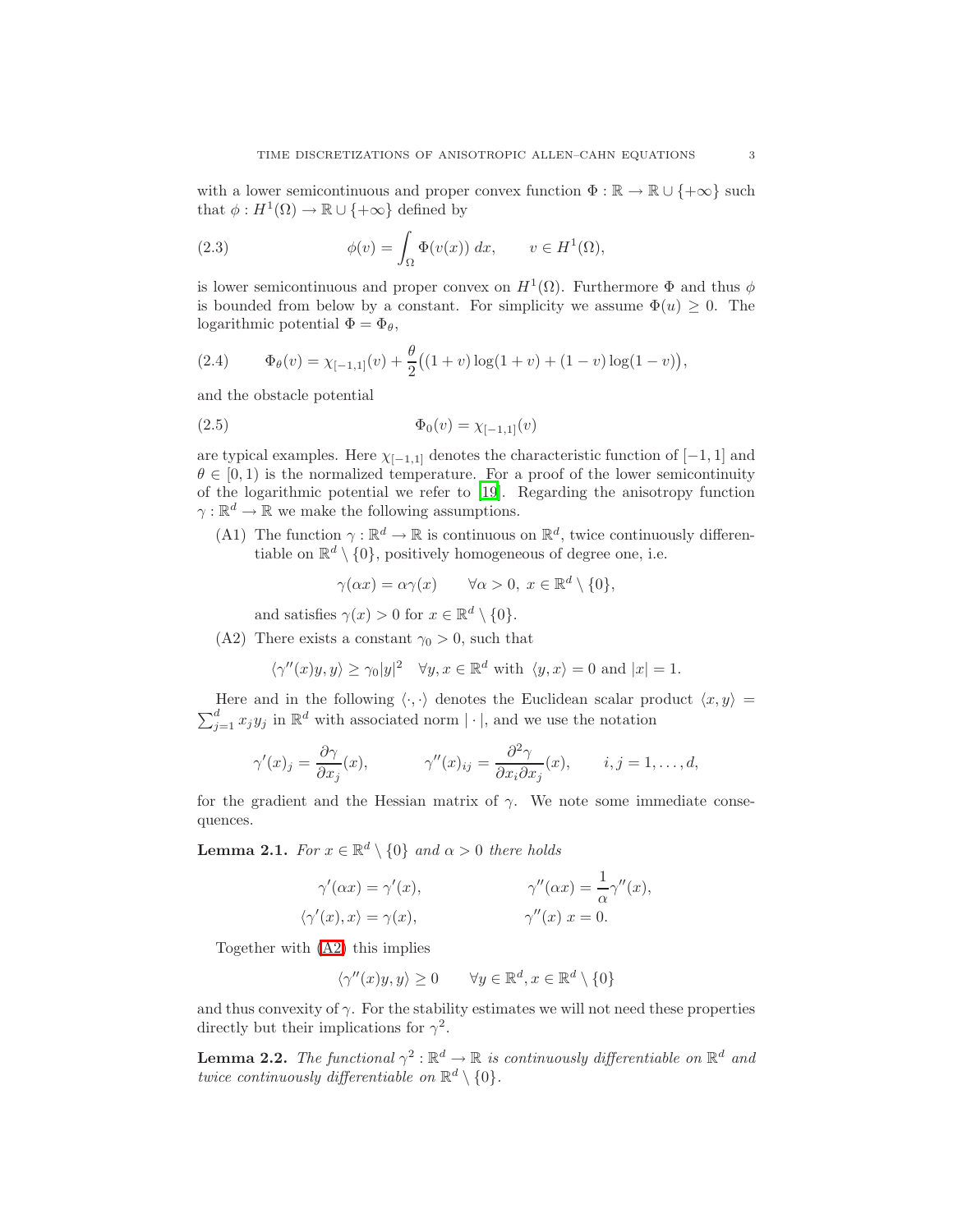with a lower semicontinuous and proper convex function $\Phi : \mathbb{R} \to \mathbb{R} \cup \{+\infty\}$ such that $\phi : H^1(\Omega) \to \mathbb{R} \cup \{+\infty\}$ defined by

$$\phi(v) = \int_\Omega \Phi(v(x))\, dx, \qquad v \in H^1(\Omega), \tag{2.3}$$

is lower semicontinuous and proper convex on $H^1(\Omega)$. Furthermore $\Phi$ and thus $\phi$ is bounded from below by a constant. For simplicity we assume $\Phi(u) \geq 0$. The logarithmic potential $\Phi = \Phi_\theta$,

$$\Phi_\theta(v) = \chi_{[-1,1]}(v) + \frac{\theta}{2}\big((1+v)\log(1+v) + (1-v)\log(1-v)\big), \tag{2.4}$$

and the obstacle potential

$$\Phi_0(v) = \chi_{[-1,1]}(v) \tag{2.5}$$

are typical examples. Here $\chi_{[-1,1]}$ denotes the characteristic function of $[-1,1]$ and $\theta \in [0,1)$ is the normalized temperature. For a proof of the lower semicontinuity of the logarithmic potential we refer to [19]. Regarding the anisotropy function $\gamma : \mathbb{R}^d \to \mathbb{R}$ we make the following assumptions.

(A1) The function $\gamma : \mathbb{R}^d \to \mathbb{R}$ is continuous on $\mathbb{R}^d$, twice continuously differentiable on $\mathbb{R}^d \setminus \{0\}$, positively homogeneous of degree one, i.e.

$$\gamma(\alpha x) = \alpha \gamma(x) \qquad \forall \alpha > 0,\ x \in \mathbb{R}^d \setminus \{0\},$$

and satisfies $\gamma(x) > 0$ for $x \in \mathbb{R}^d \setminus \{0\}$.

(A2) There exists a constant $\gamma_0 > 0$, such that

$$\langle \gamma''(x) y, y\rangle \geq \gamma_0 |y|^2 \quad \forall y, x \in \mathbb{R}^d \text{ with } \langle y, x\rangle = 0 \text{ and } |x| = 1.$$

Here and in the following $\langle \cdot, \cdot \rangle$ denotes the Euclidean scalar product $\langle x, y\rangle = \sum_{j=1}^d x_j y_j$ in $\mathbb{R}^d$ with associated norm $|\cdot|$, and we use the notation

$$\gamma'(x)_j = \frac{\partial \gamma}{\partial x_j}(x), \qquad \gamma''(x)_{ij} = \frac{\partial^2 \gamma}{\partial x_i \partial x_j}(x), \qquad i,j = 1, \dots, d,$$

for the gradient and the Hessian matrix of $\gamma$. We note some immediate consequences.

**Lemma 2.1.** *For $x \in \mathbb{R}^d \setminus \{0\}$ and $\alpha > 0$ there holds*

$$\gamma'(\alpha x) = \gamma'(x), \qquad \gamma''(\alpha x) = \frac{1}{\alpha}\gamma''(x),$$
$$\langle \gamma'(x), x\rangle = \gamma(x), \qquad \gamma''(x)\, x = 0.$$

Together with (A2) this implies

$$\langle \gamma''(x) y, y\rangle \geq 0 \qquad \forall y \in \mathbb{R}^d, x \in \mathbb{R}^d \setminus \{0\}$$

and thus convexity of $\gamma$. For the stability estimates we will not need these properties directly but their implications for $\gamma^2$.

**Lemma 2.2.** *The functional $\gamma^2 : \mathbb{R}^d \to \mathbb{R}$ is continuously differentiable on $\mathbb{R}^d$ and twice continuously differentiable on $\mathbb{R}^d \setminus \{0\}$.*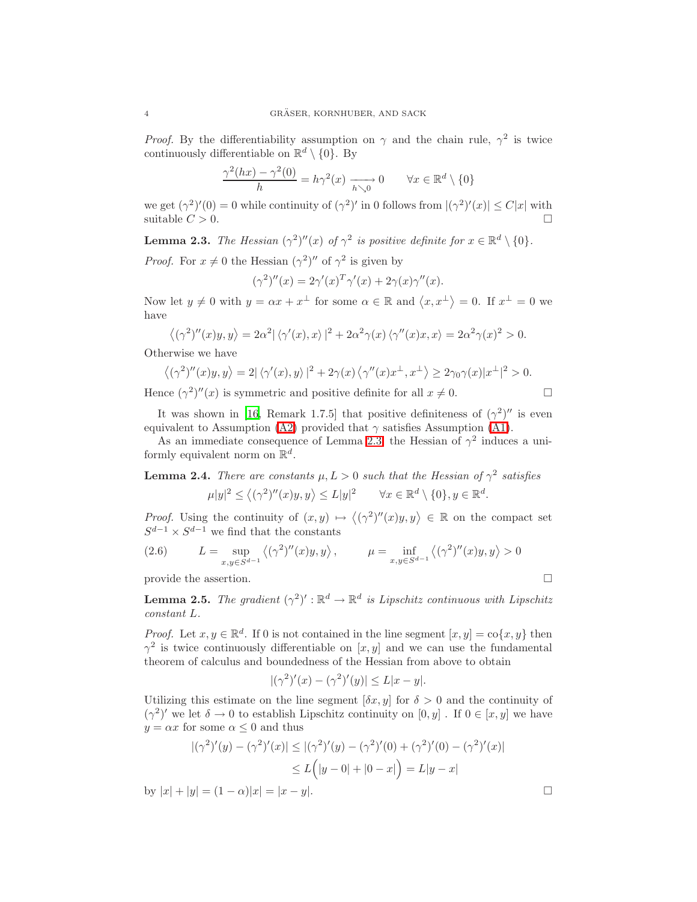*Proof.* By the differentiability assumption on $\gamma$ and the chain rule, $\gamma^2$ is twice continuously differentiable on $\mathbb{R}^d \setminus \{0\}$. By

$$\frac{\gamma^2(hx) - \gamma^2(0)}{h} = h\gamma^2(x) \xrightarrow[h\searrow 0]{} 0 \qquad \forall x \in \mathbb{R}^d \setminus \{0\}$$

we get $(\gamma^2)'(0) = 0$ while continuity of $(\gamma^2)'$ in 0 follows from $|(\gamma^2)'(x)| \leq C|x|$ with suitable $C > 0$. $\square$

**Lemma 2.3.** *The Hessian $(\gamma^2)''(x)$ of $\gamma^2$ is positive definite for $x \in \mathbb{R}^d \setminus \{0\}$.*

*Proof.* For $x \neq 0$ the Hessian $(\gamma^2)''$ of $\gamma^2$ is given by

$$(\gamma^2)''(x) = 2\gamma'(x)^T\gamma'(x) + 2\gamma(x)\gamma''(x).$$

Now let $y \neq 0$ with $y = \alpha x + x^\perp$ for some $\alpha \in \mathbb{R}$ and $\langle x, x^\perp \rangle = 0$. If $x^\perp = 0$ we have

$$\langle (\gamma^2)''(x)y, y \rangle = 2\alpha^2 |\langle \gamma'(x), x \rangle|^2 + 2\alpha^2\gamma(x)\langle \gamma''(x)x, x\rangle = 2\alpha^2\gamma(x)^2 > 0.$$

Otherwise we have

$$\langle (\gamma^2)''(x)y, y \rangle = 2|\langle \gamma'(x), y\rangle|^2 + 2\gamma(x)\langle \gamma''(x)x^\perp, x^\perp \rangle \geq 2\gamma_0\gamma(x)|x^\perp|^2 > 0.$$

Hence $(\gamma^2)''(x)$ is symmetric and positive definite for all $x \neq 0$. $\square$

It was shown in [16, Remark 1.7.5] that positive definiteness of $(\gamma^2)''$ is even equivalent to Assumption (A2) provided that $\gamma$ satisfies Assumption (A1).

As an immediate consequence of Lemma 2.3, the Hessian of $\gamma^2$ induces a uniformly equivalent norm on $\mathbb{R}^d$.

**Lemma 2.4.** *There are constants $\mu, L > 0$ such that the Hessian of $\gamma^2$ satisfies*

$$\mu|y|^2 \leq \langle (\gamma^2)''(x)y, y\rangle \leq L|y|^2 \qquad \forall x \in \mathbb{R}^d \setminus \{0\}, y \in \mathbb{R}^d.$$

*Proof.* Using the continuity of $(x, y) \mapsto \langle (\gamma^2)''(x)y, y\rangle \in \mathbb{R}$ on the compact set $S^{d-1} \times S^{d-1}$ we find that the constants

$$L = \sup_{x,y \in S^{d-1}} \langle (\gamma^2)''(x)y, y\rangle, \qquad \mu = \inf_{x,y\in S^{d-1}} \langle (\gamma^2)''(x)y, y\rangle > 0 \tag{2.6}$$

provide the assertion. $\square$

**Lemma 2.5.** *The gradient $(\gamma^2)' : \mathbb{R}^d \to \mathbb{R}^d$ is Lipschitz continuous with Lipschitz constant $L$.*

*Proof.* Let $x, y \in \mathbb{R}^d$. If 0 is not contained in the line segment $[x, y] = \operatorname{co}\{x, y\}$ then $\gamma^2$ is twice continuously differentiable on $[x, y]$ and we can use the fundamental theorem of calculus and boundedness of the Hessian from above to obtain

$$|(\gamma^2)'(x) - (\gamma^2)'(y)| \leq L|x - y|.$$

Utilizing this estimate on the line segment $[\delta x, y]$ for $\delta > 0$ and the continuity of $(\gamma^2)'$ we let $\delta \to 0$ to establish Lipschitz continuity on $[0, y]$ . If $0 \in [x, y]$ we have $y = \alpha x$ for some $\alpha \leq 0$ and thus

$$\begin{aligned}
|(\gamma^2)'(y) - (\gamma^2)'(x)| &\leq |(\gamma^2)'(y) - (\gamma^2)'(0) + (\gamma^2)'(0) - (\gamma^2)'(x)| \\
&\leq L\Big(|y - 0| + |0 - x|\Big) = L|y - x|
\end{aligned}$$

by $|x| + |y| = (1 - \alpha)|x| = |x - y|$. $\square$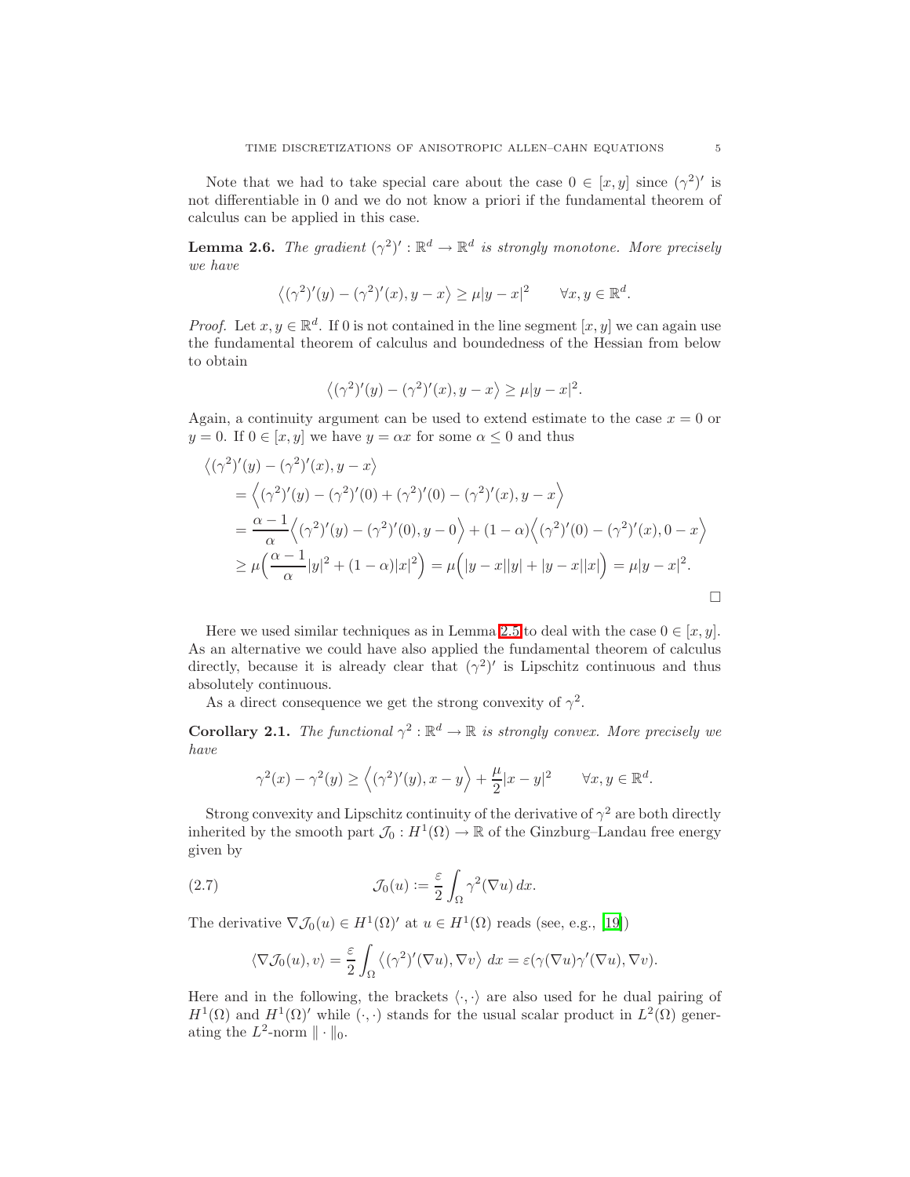Note that we had to take special care about the case $0 \in [x, y]$ since $(\gamma^2)'$ is not differentiable in 0 and we do not know a priori if the fundamental theorem of calculus can be applied in this case.

**Lemma 2.6.** *The gradient $(\gamma^2)' : \mathbb{R}^d \to \mathbb{R}^d$ is strongly monotone. More precisely we have*

$$\big\langle (\gamma^2)'(y) - (\gamma^2)'(x), y - x \big\rangle \geq \mu |y - x|^2 \qquad \forall x, y \in \mathbb{R}^d.$$

*Proof.* Let $x, y \in \mathbb{R}^d$. If 0 is not contained in the line segment $[x, y]$ we can again use the fundamental theorem of calculus and boundedness of the Hessian from below to obtain

$$\big\langle (\gamma^2)'(y) - (\gamma^2)'(x), y - x \big\rangle \geq \mu |y - x|^2.$$

Again, a continuity argument can be used to extend estimate to the case $x = 0$ or $y = 0$. If $0 \in [x, y]$ we have $y = \alpha x$ for some $\alpha \leq 0$ and thus

$$\begin{aligned}
&\big\langle (\gamma^2)'(y) - (\gamma^2)'(x), y - x \big\rangle \\
&\quad = \Big\langle (\gamma^2)'(y) - (\gamma^2)'(0) + (\gamma^2)'(0) - (\gamma^2)'(x), y - x \Big\rangle \\
&\quad = \frac{\alpha - 1}{\alpha} \Big\langle (\gamma^2)'(y) - (\gamma^2)'(0), y - 0 \Big\rangle + (1 - \alpha) \Big\langle (\gamma^2)'(0) - (\gamma^2)'(x), 0 - x \Big\rangle \\
&\quad \geq \mu \Big( \frac{\alpha - 1}{\alpha} |y|^2 + (1 - \alpha)|x|^2 \Big) = \mu \Big( |y - x||y| + |y - x||x| \Big) = \mu |y - x|^2.
\end{aligned}$$

$\square$

Here we used similar techniques as in Lemma 2.5 to deal with the case $0 \in [x, y]$. As an alternative we could have also applied the fundamental theorem of calculus directly, because it is already clear that $(\gamma^2)'$ is Lipschitz continuous and thus absolutely continuous.

As a direct consequence we get the strong convexity of $\gamma^2$.

**Corollary 2.1.** *The functional $\gamma^2 : \mathbb{R}^d \to \mathbb{R}$ is strongly convex. More precisely we have*

$$\gamma^2(x) - \gamma^2(y) \geq \Big\langle (\gamma^2)'(y), x - y \Big\rangle + \frac{\mu}{2} |x - y|^2 \qquad \forall x, y \in \mathbb{R}^d.$$

Strong convexity and Lipschitz continuity of the derivative of $\gamma^2$ are both directly inherited by the smooth part $\mathcal{J}_0 : H^1(\Omega) \to \mathbb{R}$ of the Ginzburg–Landau free energy given by

$$\mathcal{J}_0(u) := \frac{\varepsilon}{2} \int_\Omega \gamma^2(\nabla u)\, dx. \tag{2.7}$$

The derivative $\nabla \mathcal{J}_0(u) \in H^1(\Omega)'$ at $u \in H^1(\Omega)$ reads (see, e.g., [19])

$$\langle \nabla \mathcal{J}_0(u), v \rangle = \frac{\varepsilon}{2} \int_\Omega \big\langle (\gamma^2)'(\nabla u), \nabla v \big\rangle \, dx = \varepsilon(\gamma(\nabla u)\gamma'(\nabla u), \nabla v).$$

Here and in the following, the brackets $\langle \cdot, \cdot \rangle$ are also used for he dual pairing of $H^1(\Omega)$ and $H^1(\Omega)'$ while $(\cdot, \cdot)$ stands for the usual scalar product in $L^2(\Omega)$ generating the $L^2$-norm $\| \cdot \|_0$.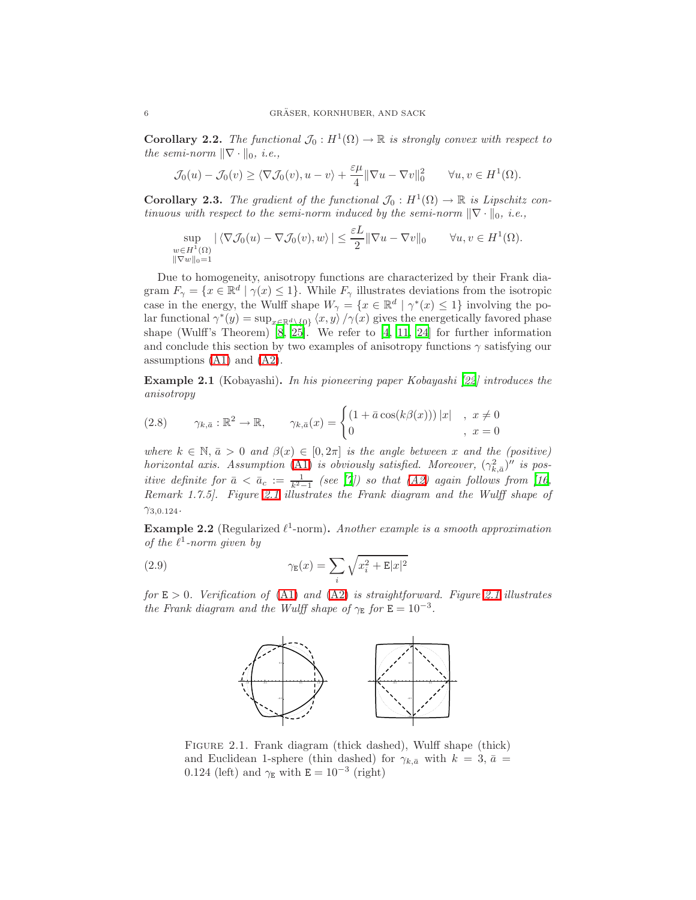**Corollary 2.2.** *The functional $\mathcal{J}_0 : H^1(\Omega) \to \mathbb{R}$ is strongly convex with respect to the semi-norm $\|\nabla \cdot\|_0$, i.e.,*

$$\mathcal{J}_0(u) - \mathcal{J}_0(v) \geq \langle \nabla \mathcal{J}_0(v), u - v \rangle + \frac{\varepsilon\mu}{4} \|\nabla u - \nabla v\|_0^2 \qquad \forall u, v \in H^1(\Omega).$$

**Corollary 2.3.** *The gradient of the functional $\mathcal{J}_0 : H^1(\Omega) \to \mathbb{R}$ is Lipschitz continuous with respect to the semi-norm induced by the semi-norm $\|\nabla \cdot\|_0$, i.e.,*

$$\sup_{\substack{w \in H^1(\Omega) \\ \|\nabla w\|_0 = 1}} |\langle \nabla \mathcal{J}_0(u) - \nabla \mathcal{J}_0(v), w \rangle| \leq \frac{\varepsilon L}{2} \|\nabla u - \nabla v\|_0 \qquad \forall u, v \in H^1(\Omega).$$

Due to homogeneity, anisotropy functions are characterized by their Frank diagram $F_\gamma = \{x \in \mathbb{R}^d \mid \gamma(x) \leq 1\}$. While $F_\gamma$ illustrates deviations from the isotropic case in the energy, the Wulff shape $W_\gamma = \{x \in \mathbb{R}^d \mid \gamma^*(x) \leq 1\}$ involving the polar functional $\gamma^*(y) = \sup_{x \in \mathbb{R}^d \setminus \{0\}} \langle x, y \rangle / \gamma(x)$ gives the energetically favored phase shape (Wulff's Theorem) [8, 25]. We refer to [4, 11, 24] for further information and conclude this section by two examples of anisotropy functions $\gamma$ satisfying our assumptions (A1) and (A2).

**Example 2.1** (Kobayashi)**.** *In his pioneering paper Kobayashi [22] introduces the anisotropy*

$$\gamma_{k,\bar{a}} : \mathbb{R}^2 \to \mathbb{R}, \qquad \gamma_{k,\bar{a}}(x) = \begin{cases} (1 + \bar{a}\cos(k\beta(x)))\,|x| & ,\ x \neq 0 \\ 0 & ,\ x = 0 \end{cases} \tag{2.8}$$

*where $k \in \mathbb{N}$, $\bar{a} > 0$ and $\beta(x) \in [0, 2\pi]$ is the angle between $x$ and the (positive) horizontal axis. Assumption (A1) is obviously satisfied. Moreover, $(\gamma_{k,\bar{a}}^2)''$ is positive definite for $\bar{a} < \bar{a}_c := \frac{1}{k^2-1}$ (see [7]) so that (A2) again follows from [16, Remark 1.7.5]. Figure 2.1 illustrates the Frank diagram and the Wulff shape of $\gamma_{3,0.124}$.*

**Example 2.2** (Regularized $\ell^1$-norm)**.** *Another example is a smooth approximation of the $\ell^1$-norm given by*

$$\gamma_{\mathtt{E}}(x) = \sum_i \sqrt{x_i^2 + \mathtt{E}|x|^2} \tag{2.9}$$

*for $\mathtt{E} > 0$. Verification of (A1) and (A2) is straightforward. Figure 2.1 illustrates the Frank diagram and the Wulff shape of $\gamma_{\mathtt{E}}$ for $\mathtt{E} = 10^{-3}$.*

Figure 2.1. Frank diagram (thick dashed), Wulff shape (thick) and Euclidean 1-sphere (thin dashed) for $\gamma_{k,\bar{a}}$ with $k = 3$, $\bar{a} = 0.124$ (left) and $\gamma_{\mathtt{E}}$ with $\mathtt{E} = 10^{-3}$ (right)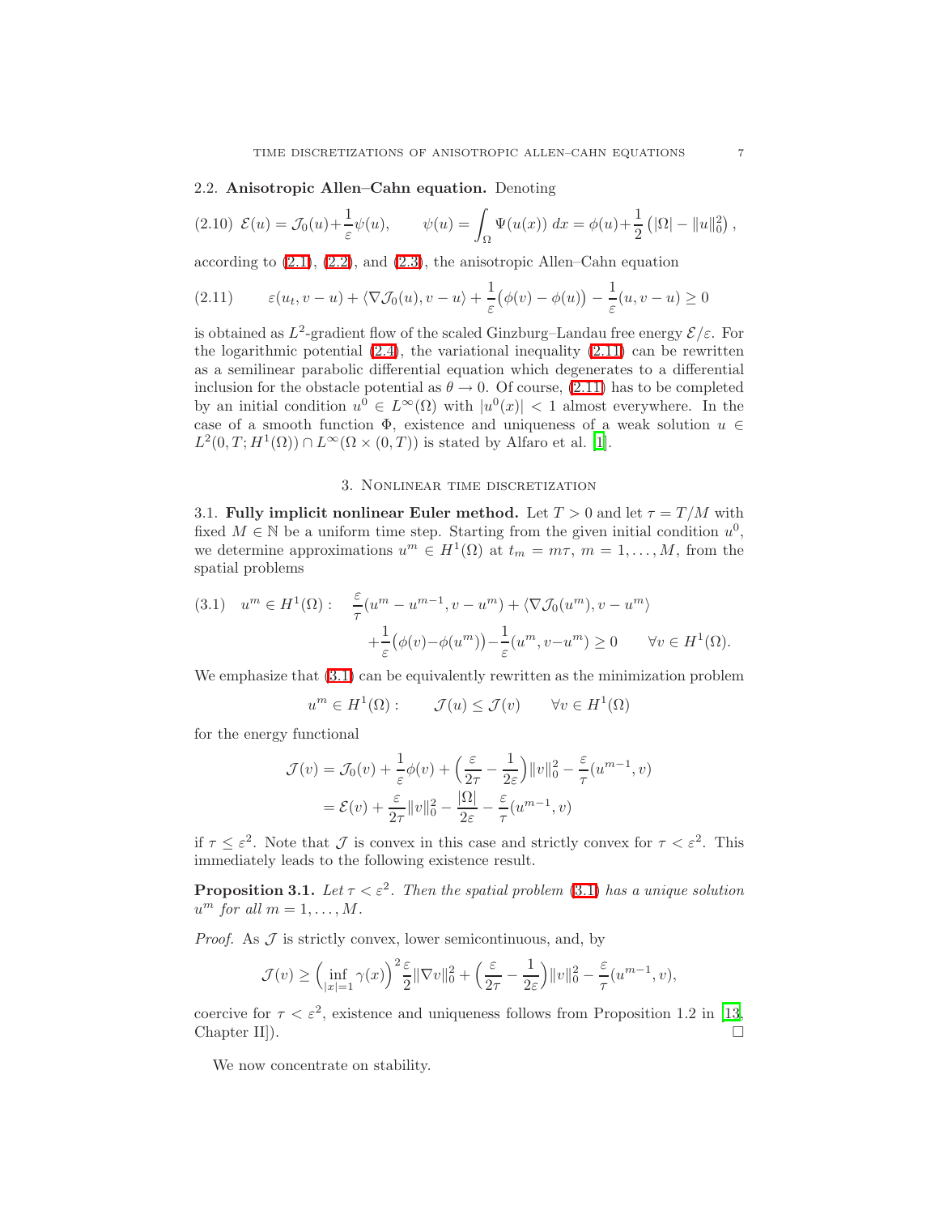### 2.2. **Anisotropic Allen–Cahn equation.**

Denoting

$$
(2.10)\quad \mathcal{E}(u) = \mathcal{J}_0(u) + \frac{1}{\varepsilon}\psi(u), \qquad \psi(u) = \int_\Omega \Psi(u(x))\, dx = \phi(u) + \frac{1}{2}\left(|\Omega| - \|u\|_0^2\right),
$$

according to (2.1), (2.2), and (2.3), the anisotropic Allen–Cahn equation

$$
(2.11)\qquad \varepsilon(u_t, v-u) + \langle \nabla \mathcal{J}_0(u), v-u\rangle + \frac{1}{\varepsilon}\big(\phi(v) - \phi(u)\big) - \frac{1}{\varepsilon}(u, v-u) \geq 0
$$

is obtained as $L^2$-gradient flow of the scaled Ginzburg–Landau free energy $\mathcal{E}/\varepsilon$. For the logarithmic potential (2.4), the variational inequality (2.11) can be rewritten as a semilinear parabolic differential equation which degenerates to a differential inclusion for the obstacle potential as $\theta \to 0$. Of course, (2.11) has to be completed by an initial condition $u^0 \in L^\infty(\Omega)$ with $|u^0(x)| < 1$ almost everywhere. In the case of a smooth function $\Phi$, existence and uniqueness of a weak solution $u \in L^2(0,T;H^1(\Omega)) \cap L^\infty(\Omega \times (0,T))$ is stated by Alfaro et al. [1].

## 3. Nonlinear time discretization

### 3.1. **Fully implicit nonlinear Euler method.**

Let $T > 0$ and let $\tau = T/M$ with fixed $M \in \mathbb{N}$ be a uniform time step. Starting from the given initial condition $u^0$, we determine approximations $u^m \in H^1(\Omega)$ at $t_m = m\tau$, $m = 1, \ldots, M$, from the spatial problems

$$
(3.1)\quad u^m \in H^1(\Omega): \quad \frac{\varepsilon}{\tau}(u^m - u^{m-1}, v - u^m) + \langle \nabla \mathcal{J}_0(u^m), v - u^m\rangle \\
+ \frac{1}{\varepsilon}\big(\phi(v) - \phi(u^m)\big) - \frac{1}{\varepsilon}(u^m, v - u^m) \geq 0 \qquad \forall v \in H^1(\Omega).
$$

We emphasize that (3.1) can be equivalently rewritten as the minimization problem

$$
u^m \in H^1(\Omega): \qquad \mathcal{J}(u) \leq \mathcal{J}(v) \qquad \forall v \in H^1(\Omega)
$$

for the energy functional

$$
\begin{aligned}
\mathcal{J}(v) &= \mathcal{J}_0(v) + \frac{1}{\varepsilon}\phi(v) + \Big(\frac{\varepsilon}{2\tau} - \frac{1}{2\varepsilon}\Big)\|v\|_0^2 - \frac{\varepsilon}{\tau}(u^{m-1}, v) \\
&= \mathcal{E}(v) + \frac{\varepsilon}{2\tau}\|v\|_0^2 - \frac{|\Omega|}{2\varepsilon} - \frac{\varepsilon}{\tau}(u^{m-1}, v)
\end{aligned}
$$

if $\tau \leq \varepsilon^2$. Note that $\mathcal{J}$ is convex in this case and strictly convex for $\tau < \varepsilon^2$. This immediately leads to the following existence result.

**Proposition 3.1.** *Let $\tau < \varepsilon^2$. Then the spatial problem (3.1) has a unique solution $u^m$ for all $m = 1, \ldots, M$.*

*Proof.* As $\mathcal{J}$ is strictly convex, lower semicontinuous, and, by

$$
\mathcal{J}(v) \geq \Big(\inf_{|x|=1}\gamma(x)\Big)^2 \frac{\varepsilon}{2}\|\nabla v\|_0^2 + \Big(\frac{\varepsilon}{2\tau} - \frac{1}{2\varepsilon}\Big)\|v\|_0^2 - \frac{\varepsilon}{\tau}(u^{m-1}, v),
$$

coercive for $\tau < \varepsilon^2$, existence and uniqueness follows from Proposition 1.2 in [13, Chapter II]). □

We now concentrate on stability.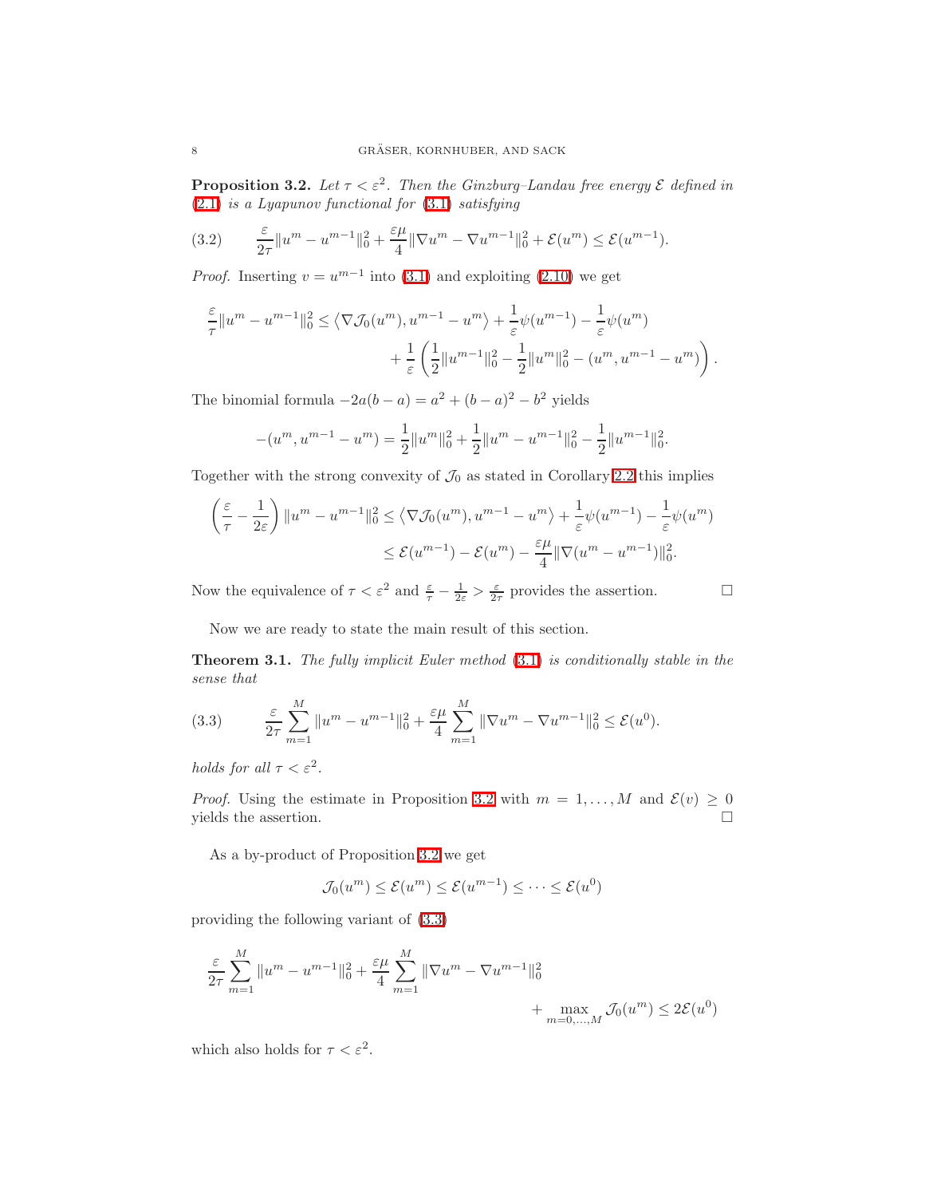**Proposition 3.2.** *Let $\tau < \varepsilon^2$. Then the Ginzburg–Landau free energy $\mathcal{E}$ defined in (2.1) is a Lyapunov functional for (3.1) satisfying*

$$\frac{\varepsilon}{2\tau}\|u^m - u^{m-1}\|_0^2 + \frac{\varepsilon\mu}{4}\|\nabla u^m - \nabla u^{m-1}\|_0^2 + \mathcal{E}(u^m) \leq \mathcal{E}(u^{m-1}). \tag{3.2}$$

*Proof.* Inserting $v = u^{m-1}$ into (3.1) and exploiting (2.10) we get

$$\begin{aligned}\frac{\varepsilon}{\tau}\|u^m - u^{m-1}\|_0^2 \leq \left\langle \nabla \mathcal{J}_0(u^m), u^{m-1} - u^m \right\rangle + \frac{1}{\varepsilon}\psi(u^{m-1}) - \frac{1}{\varepsilon}\psi(u^m) \\ + \frac{1}{\varepsilon}\left(\frac{1}{2}\|u^{m-1}\|_0^2 - \frac{1}{2}\|u^m\|_0^2 - (u^m, u^{m-1} - u^m)\right).\end{aligned}$$

The binomial formula $-2a(b-a) = a^2 + (b-a)^2 - b^2$ yields

$$-(u^m, u^{m-1} - u^m) = \frac{1}{2}\|u^m\|_0^2 + \frac{1}{2}\|u^m - u^{m-1}\|_0^2 - \frac{1}{2}\|u^{m-1}\|_0^2.$$

Together with the strong convexity of $\mathcal{J}_0$ as stated in Corollary 2.2 this implies

$$\begin{aligned}\left(\frac{\varepsilon}{\tau} - \frac{1}{2\varepsilon}\right)\|u^m - u^{m-1}\|_0^2 &\leq \left\langle \nabla \mathcal{J}_0(u^m), u^{m-1} - u^m \right\rangle + \frac{1}{\varepsilon}\psi(u^{m-1}) - \frac{1}{\varepsilon}\psi(u^m) \\ &\leq \mathcal{E}(u^{m-1}) - \mathcal{E}(u^m) - \frac{\varepsilon\mu}{4}\|\nabla(u^m - u^{m-1})\|_0^2.\end{aligned}$$

Now the equivalence of $\tau < \varepsilon^2$ and $\frac{\varepsilon}{\tau} - \frac{1}{2\varepsilon} > \frac{\varepsilon}{2\tau}$ provides the assertion. □

Now we are ready to state the main result of this section.

**Theorem 3.1.** *The fully implicit Euler method (3.1) is conditionally stable in the sense that*

$$\frac{\varepsilon}{2\tau}\sum_{m=1}^{M}\|u^m - u^{m-1}\|_0^2 + \frac{\varepsilon\mu}{4}\sum_{m=1}^{M}\|\nabla u^m - \nabla u^{m-1}\|_0^2 \leq \mathcal{E}(u^0). \tag{3.3}$$

*holds for all $\tau < \varepsilon^2$.*

*Proof.* Using the estimate in Proposition 3.2 with $m = 1, \dots, M$ and $\mathcal{E}(v) \geq 0$ yields the assertion. □

As a by-product of Proposition 3.2 we get

$$\mathcal{J}_0(u^m) \leq \mathcal{E}(u^m) \leq \mathcal{E}(u^{m-1}) \leq \cdots \leq \mathcal{E}(u^0)$$

providing the following variant of (3.3)

$$\begin{aligned}\frac{\varepsilon}{2\tau}\sum_{m=1}^{M}\|u^m - u^{m-1}\|_0^2 + \frac{\varepsilon\mu}{4}\sum_{m=1}^{M}\|\nabla u^m - \nabla u^{m-1}\|_0^2 \\ + \max_{m=0,\dots,M}\mathcal{J}_0(u^m) \leq 2\mathcal{E}(u^0)\end{aligned}$$

which also holds for $\tau < \varepsilon^2$.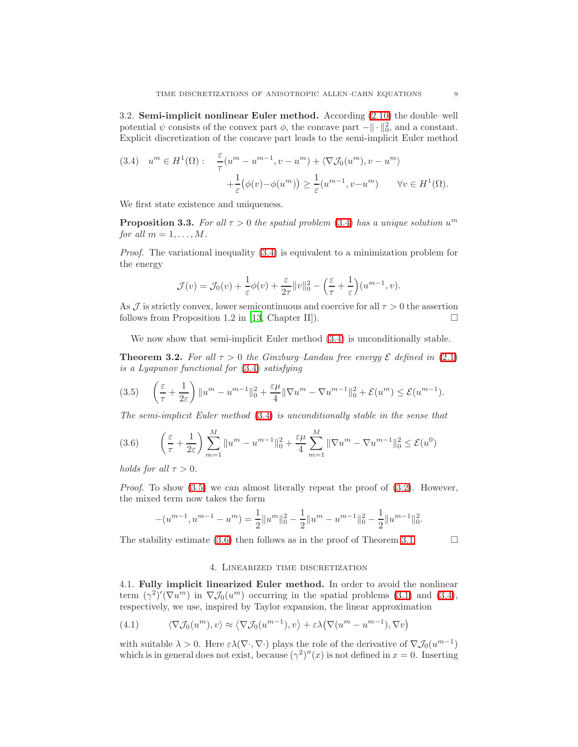3.2. **Semi-implicit nonlinear Euler method.** According (2.10) the double–well potential $\psi$ consists of the convex part $\phi$, the concave part $-\|\cdot\|_0^2$, and a constant. Explicit discretization of the concave part leads to the semi-implicit Euler method

$$
\text{(3.4)} \quad u^m \in H^1(\Omega): \quad \frac{\varepsilon}{\tau}(u^m - u^{m-1}, v - u^m) + \langle \nabla \mathcal{J}_0(u^m), v - u^m \rangle
$$
$$
+ \frac{1}{\varepsilon}\big(\phi(v) - \phi(u^m)\big) \geq \frac{1}{\varepsilon}(u^{m-1}, v - u^m) \qquad \forall v \in H^1(\Omega).
$$

We first state existence and uniqueness.

**Proposition 3.3.** *For all $\tau > 0$ the spatial problem (3.4) has a unique solution $u^m$ for all $m = 1, \dots, M$.*

*Proof.* The variational inequality (3.4) is equivalent to a minimization problem for the energy

$$
\mathcal{J}(v) = \mathcal{J}_0(v) + \frac{1}{\varepsilon}\phi(v) + \frac{\varepsilon}{2\tau}\|v\|_0^2 - \Big(\frac{\varepsilon}{\tau} + \frac{1}{\varepsilon}\Big)(u^{m-1}, v).
$$

As $\mathcal{J}$ is strictly convex, lower semicontinuous and coercive for all $\tau > 0$ the assertion follows from Proposition 1.2 in [13, Chapter II]). □

We now show that semi-implicit Euler method (3.4) is unconditionally stable.

**Theorem 3.2.** *For all $\tau > 0$ the Ginzburg–Landau free energy $\mathcal{E}$ defined in (2.1) is a Lyapunov functional for (3.4) satisfying*

$$
\text{(3.5)} \quad \left(\frac{\varepsilon}{\tau} + \frac{1}{2\varepsilon}\right)\|u^m - u^{m-1}\|_0^2 + \frac{\varepsilon\mu}{4}\|\nabla u^m - \nabla u^{m-1}\|_0^2 + \mathcal{E}(u^m) \leq \mathcal{E}(u^{m-1}).
$$

*The semi-implicit Euler method (3.4) is unconditionally stable in the sense that*

$$
\text{(3.6)} \qquad \left(\frac{\varepsilon}{\tau} + \frac{1}{2\varepsilon}\right)\sum_{m=1}^{M}\|u^m - u^{m-1}\|_0^2 + \frac{\varepsilon\mu}{4}\sum_{m=1}^{M}\|\nabla u^m - \nabla u^{m-1}\|_0^2 \leq \mathcal{E}(u^0)
$$

*holds for all $\tau > 0$.*

*Proof.* To show (3.5) we can almost literally repeat the proof of (3.2). However, the mixed term now takes the form

$$
-(u^{m-1}, u^{m-1} - u^m) = \frac{1}{2}\|u^m\|_0^2 - \frac{1}{2}\|u^m - u^{m-1}\|_0^2 - \frac{1}{2}\|u^{m-1}\|_0^2.
$$

The stability estimate (3.6) then follows as in the proof of Theorem 3.1. □

## 4. Linearized time discretization

4.1. **Fully implicit linearized Euler method.** In order to avoid the nonlinear term $(\gamma^2)'(\nabla u^m)$ in $\nabla \mathcal{J}_0(u^m)$ occurring in the spatial problems (3.1) and (3.4), respectively, we use, inspired by Taylor expansion, the linear approximation

$$
\text{(4.1)} \qquad \langle \nabla \mathcal{J}_0(u^m), v \rangle \approx \langle \nabla \mathcal{J}_0(u^{m-1}), v \rangle + \varepsilon\lambda\big(\nabla(u^m - u^{m-1}), \nabla v\big)
$$

with suitable $\lambda > 0$. Here $\varepsilon\lambda(\nabla \cdot, \nabla \cdot)$ plays the role of the derivative of $\nabla \mathcal{J}_0(u^{m-1})$ which is in general does not exist, because $(\gamma^2)''(x)$ is not defined in $x = 0$. Inserting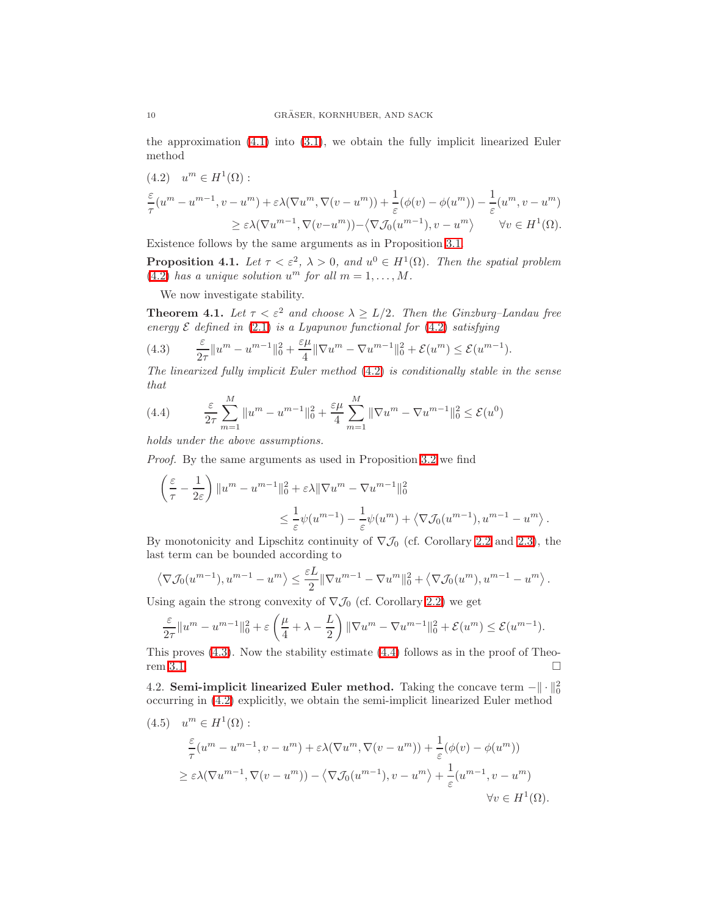the approximation (4.1) into (3.1), we obtain the fully implicit linearized Euler method

$$
\begin{aligned}
(4.2)\quad & u^m \in H^1(\Omega): \\
& \frac{\varepsilon}{\tau}(u^m - u^{m-1}, v - u^m) + \varepsilon\lambda(\nabla u^m, \nabla(v - u^m)) + \frac{1}{\varepsilon}(\phi(v) - \phi(u^m)) - \frac{1}{\varepsilon}(u^m, v - u^m) \\
& \qquad \geq \varepsilon\lambda(\nabla u^{m-1}, \nabla(v - u^m)) - \left\langle \nabla \mathcal{J}_0(u^{m-1}), v - u^m \right\rangle \qquad \forall v \in H^1(\Omega).
\end{aligned}
$$

Existence follows by the same arguments as in Proposition 3.1.

**Proposition 4.1.** *Let $\tau < \varepsilon^2$, $\lambda > 0$, and $u^0 \in H^1(\Omega)$. Then the spatial problem (4.2) has a unique solution $u^m$ for all $m = 1, \ldots, M$.*

We now investigate stability.

**Theorem 4.1.** *Let $\tau < \varepsilon^2$ and choose $\lambda \geq L/2$. Then the Ginzburg–Landau free energy $\mathcal{E}$ defined in (2.1) is a Lyapunov functional for (4.2) satisfying*

$$
(4.3)\qquad \frac{\varepsilon}{2\tau}\|u^m - u^{m-1}\|_0^2 + \frac{\varepsilon\mu}{4}\|\nabla u^m - \nabla u^{m-1}\|_0^2 + \mathcal{E}(u^m) \leq \mathcal{E}(u^{m-1}).
$$

*The linearized fully implicit Euler method (4.2) is conditionally stable in the sense that*

$$
(4.4)\qquad \frac{\varepsilon}{2\tau}\sum_{m=1}^{M}\|u^m - u^{m-1}\|_0^2 + \frac{\varepsilon\mu}{4}\sum_{m=1}^{M}\|\nabla u^m - \nabla u^{m-1}\|_0^2 \leq \mathcal{E}(u^0)
$$

*holds under the above assumptions.*

*Proof.* By the same arguments as used in Proposition 3.2 we find

$$
\begin{aligned}
\left(\frac{\varepsilon}{\tau} - \frac{1}{2\varepsilon}\right)\|u^m - u^{m-1}\|_0^2 &+ \varepsilon\lambda\|\nabla u^m - \nabla u^{m-1}\|_0^2 \\
&\leq \frac{1}{\varepsilon}\psi(u^{m-1}) - \frac{1}{\varepsilon}\psi(u^m) + \left\langle \nabla \mathcal{J}_0(u^{m-1}), u^{m-1} - u^m \right\rangle.
\end{aligned}
$$

By monotonicity and Lipschitz continuity of $\nabla \mathcal{J}_0$ (cf. Corollary 2.2 and 2.3), the last term can be bounded according to

$$
\left\langle \nabla \mathcal{J}_0(u^{m-1}), u^{m-1} - u^m \right\rangle \leq \frac{\varepsilon L}{2}\|\nabla u^{m-1} - \nabla u^m\|_0^2 + \left\langle \nabla \mathcal{J}_0(u^m), u^{m-1} - u^m \right\rangle.
$$

Using again the strong convexity of $\nabla \mathcal{J}_0$ (cf. Corollary 2.2) we get

$$
\frac{\varepsilon}{2\tau}\|u^m - u^{m-1}\|_0^2 + \varepsilon\left(\frac{\mu}{4} + \lambda - \frac{L}{2}\right)\|\nabla u^m - \nabla u^{m-1}\|_0^2 + \mathcal{E}(u^m) \leq \mathcal{E}(u^{m-1}).
$$

This proves (4.3). Now the stability estimate (4.4) follows as in the proof of Theorem 3.1. □

4.2. **Semi-implicit linearized Euler method.** Taking the concave term $-\|\cdot\|_0^2$ occurring in (4.2) explicitly, we obtain the semi-implicit linearized Euler method

$$
\begin{aligned}
(4.5)\quad & u^m \in H^1(\Omega): \\
& \frac{\varepsilon}{\tau}(u^m - u^{m-1}, v - u^m) + \varepsilon\lambda(\nabla u^m, \nabla(v - u^m)) + \frac{1}{\varepsilon}(\phi(v) - \phi(u^m)) \\
& \geq \varepsilon\lambda(\nabla u^{m-1}, \nabla(v - u^m)) - \left\langle \nabla \mathcal{J}_0(u^{m-1}), v - u^m \right\rangle + \frac{1}{\varepsilon}(u^{m-1}, v - u^m) \\
& \qquad\qquad\qquad\qquad\qquad\qquad\qquad\qquad\qquad\qquad \forall v \in H^1(\Omega).
\end{aligned}
$$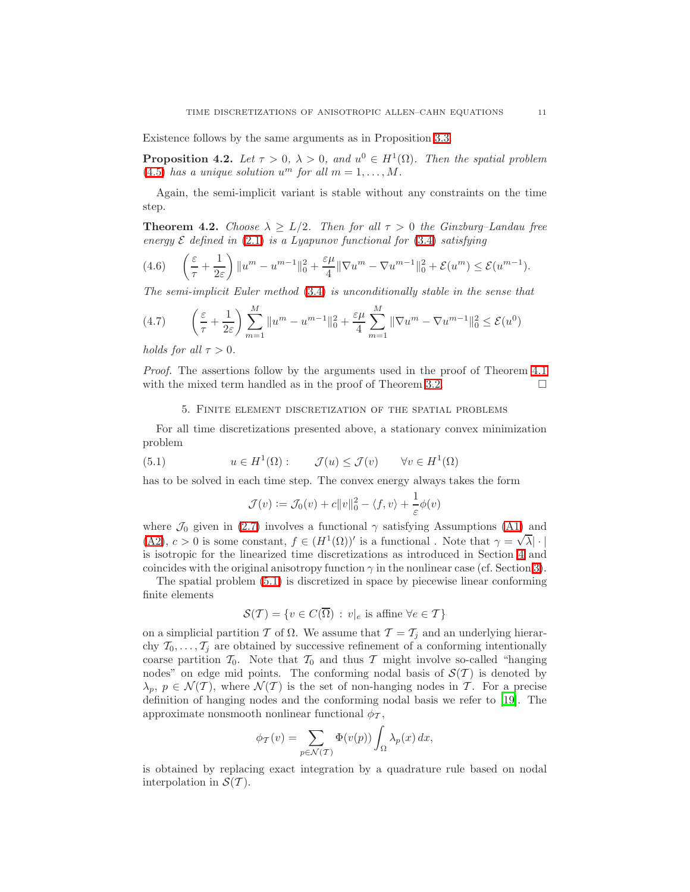Existence follows by the same arguments as in Proposition 3.3.

**Proposition 4.2.** *Let $\tau > 0$, $\lambda > 0$, and $u^0 \in H^1(\Omega)$. Then the spatial problem (4.5) has a unique solution $u^m$ for all $m = 1, \ldots, M$.*

Again, the semi-implicit variant is stable without any constraints on the time step.

**Theorem 4.2.** *Choose $\lambda \geq L/2$. Then for all $\tau > 0$ the Ginzburg–Landau free energy $\mathcal{E}$ defined in (2.1) is a Lyapunov functional for (3.4) satisfying*

$$\left(\frac{\varepsilon}{\tau} + \frac{1}{2\varepsilon}\right) \|u^m - u^{m-1}\|_0^2 + \frac{\varepsilon\mu}{4}\|\nabla u^m - \nabla u^{m-1}\|_0^2 + \mathcal{E}(u^m) \leq \mathcal{E}(u^{m-1}). \tag{4.6}$$

*The semi-implicit Euler method (3.4) is unconditionally stable in the sense that*

$$\left(\frac{\varepsilon}{\tau} + \frac{1}{2\varepsilon}\right) \sum_{m=1}^{M} \|u^m - u^{m-1}\|_0^2 + \frac{\varepsilon\mu}{4} \sum_{m=1}^{M} \|\nabla u^m - \nabla u^{m-1}\|_0^2 \leq \mathcal{E}(u^0) \tag{4.7}$$

*holds for all $\tau > 0$.*

*Proof.* The assertions follow by the arguments used in the proof of Theorem 4.1 with the mixed term handled as in the proof of Theorem 3.2. □

## 5. Finite element discretization of the spatial problems

For all time discretizations presented above, a stationary convex minimization problem

$$u \in H^1(\Omega): \qquad \mathcal{J}(u) \leq \mathcal{J}(v) \qquad \forall v \in H^1(\Omega) \tag{5.1}$$

has to be solved in each time step. The convex energy always takes the form

$$\mathcal{J}(v) := \mathcal{J}_0(v) + c\|v\|_0^2 - \langle f, v\rangle + \frac{1}{\varepsilon}\phi(v)$$

where $\mathcal{J}_0$ given in (2.7) involves a functional $\gamma$ satisfying Assumptions (A1) and (A2), $c > 0$ is some constant, $f \in (H^1(\Omega))'$ is a functional . Note that $\gamma = \sqrt{\lambda}|\cdot|$ is isotropic for the linearized time discretizations as introduced in Section 4 and coincides with the original anisotropy function $\gamma$ in the nonlinear case (cf. Section 3).

The spatial problem (5.1) is discretized in space by piecewise linear conforming finite elements

$$\mathcal{S}(\mathcal{T}) = \{v \in C(\overline{\Omega}) \,:\, v|_e \text{ is affine } \forall e \in \mathcal{T}\}$$

on a simplicial partition $\mathcal{T}$ of $\Omega$. We assume that $\mathcal{T} = \mathcal{T}_j$ and an underlying hierarchy $\mathcal{T}_0, \ldots, \mathcal{T}_j$ are obtained by successive refinement of a conforming intentionally coarse partition $\mathcal{T}_0$. Note that $\mathcal{T}_0$ and thus $\mathcal{T}$ might involve so-called "hanging nodes" on edge mid points. The conforming nodal basis of $\mathcal{S}(\mathcal{T})$ is denoted by $\lambda_p$, $p \in \mathcal{N}(\mathcal{T})$, where $\mathcal{N}(\mathcal{T})$ is the set of non-hanging nodes in $\mathcal{T}$. For a precise definition of hanging nodes and the conforming nodal basis we refer to [19]. The approximate nonsmooth nonlinear functional $\phi_{\mathcal{T}}$,

$$\phi_{\mathcal{T}}(v) = \sum_{p \in \mathcal{N}(\mathcal{T})} \Phi(v(p)) \int_\Omega \lambda_p(x)\, dx,$$

is obtained by replacing exact integration by a quadrature rule based on nodal interpolation in $\mathcal{S}(\mathcal{T})$.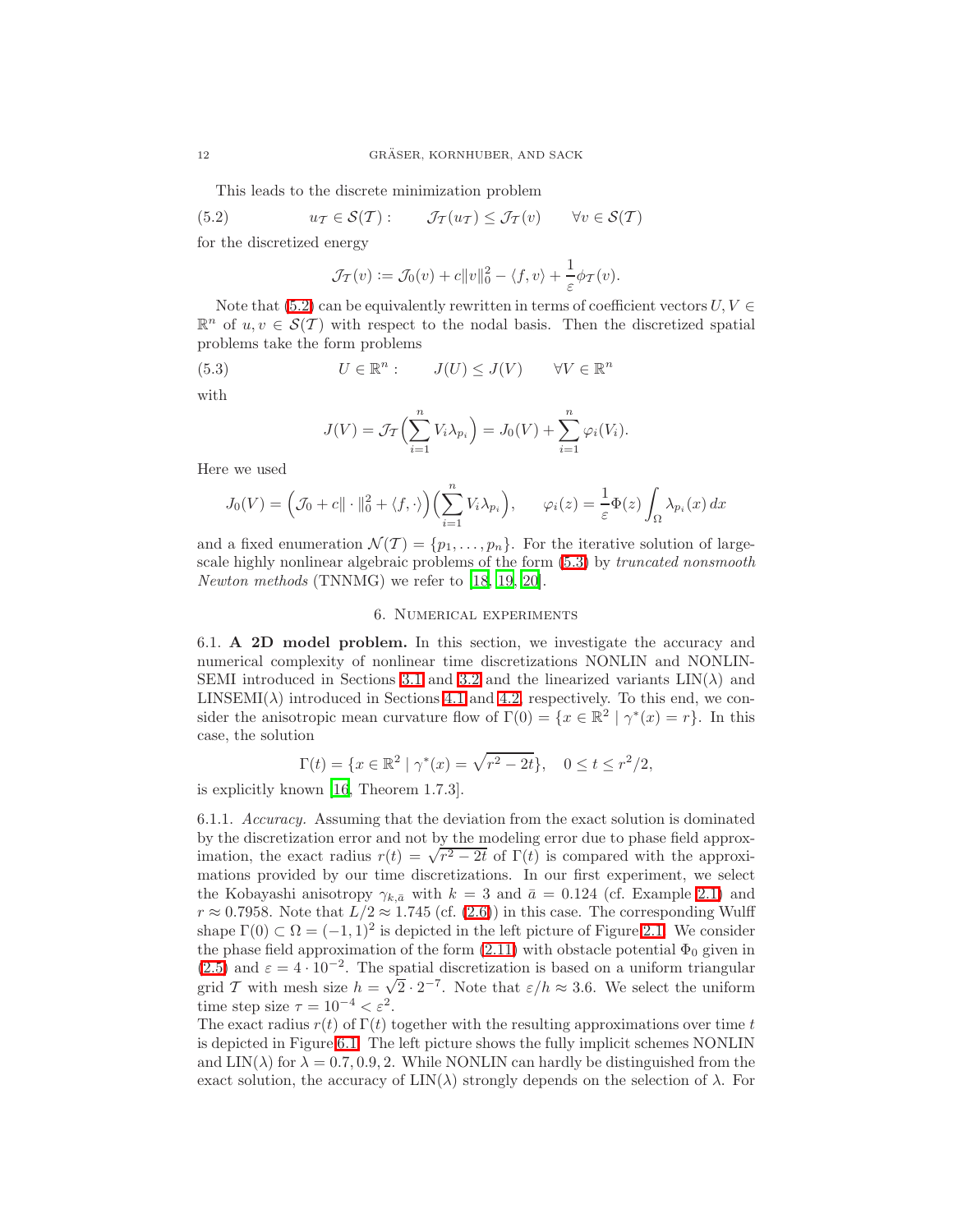This leads to the discrete minimization problem

$$u_{\mathcal{T}} \in \mathcal{S}(\mathcal{T}) : \qquad \mathcal{J}_{\mathcal{T}}(u_{\mathcal{T}}) \le \mathcal{J}_{\mathcal{T}}(v) \qquad \forall v \in \mathcal{S}(\mathcal{T}) \tag{5.2}$$

for the discretized energy

$$\mathcal{J}_{\mathcal{T}}(v) := \mathcal{J}_0(v) + c\|v\|_0^2 - \langle f, v\rangle + \frac{1}{\varepsilon}\phi_{\mathcal{T}}(v).$$

Note that (5.2) can be equivalently rewritten in terms of coefficient vectors $U, V \in \mathbb{R}^n$ of $u, v \in \mathcal{S}(\mathcal{T})$ with respect to the nodal basis. Then the discretized spatial problems take the form problems

$$U \in \mathbb{R}^n : \qquad J(U) \le J(V) \qquad \forall V \in \mathbb{R}^n \tag{5.3}$$

with

$$J(V) = \mathcal{J}_{\mathcal{T}}\Big(\sum_{i=1}^n V_i \lambda_{p_i}\Big) = J_0(V) + \sum_{i=1}^n \varphi_i(V_i).$$

Here we used

$$J_0(V) = \Big(\mathcal{J}_0 + c\|\cdot\|_0^2 + \langle f, \cdot\rangle\Big)\Big(\sum_{i=1}^n V_i \lambda_{p_i}\Big), \qquad \varphi_i(z) = \frac{1}{\varepsilon}\Phi(z)\int_\Omega \lambda_{p_i}(x)\,dx$$

and a fixed enumeration $\mathcal{N}(\mathcal{T}) = \{p_1, \dots, p_n\}$. For the iterative solution of large-scale highly nonlinear algebraic problems of the form (5.3) by *truncated nonsmooth Newton methods* (TNNMG) we refer to [18, 19, 20].

## 6. Numerical experiments

**6.1. A 2D model problem.** In this section, we investigate the accuracy and numerical complexity of nonlinear time discretizations NONLIN and NONLIN-SEMI introduced in Sections 3.1 and 3.2 and the linearized variants LIN($\lambda$) and LINSEMI($\lambda$) introduced in Sections 4.1 and 4.2, respectively. To this end, we consider the anisotropic mean curvature flow of $\Gamma(0) = \{x \in \mathbb{R}^2 \mid \gamma^*(x) = r\}$. In this case, the solution

$$\Gamma(t) = \{x \in \mathbb{R}^2 \mid \gamma^*(x) = \sqrt{r^2 - 2t}\}, \quad 0 \le t \le r^2/2,$$

is explicitly known [16, Theorem 1.7.3].

6.1.1. *Accuracy.* Assuming that the deviation from the exact solution is dominated by the discretization error and not by the modeling error due to phase field approximation, the exact radius $r(t) = \sqrt{r^2 - 2t}$ of $\Gamma(t)$ is compared with the approximations provided by our time discretizations. In our first experiment, we select the Kobayashi anisotropy $\gamma_{k,\bar{a}}$ with $k = 3$ and $\bar{a} = 0.124$ (cf. Example 2.1) and $r \approx 0.7958$. Note that $L/2 \approx 1.745$ (cf. (2.6)) in this case. The corresponding Wulff shape $\Gamma(0) \subset \Omega = (-1, 1)^2$ is depicted in the left picture of Figure 2.1. We consider the phase field approximation of the form (2.11) with obstacle potential $\Phi_0$ given in (2.5) and $\varepsilon = 4 \cdot 10^{-2}$. The spatial discretization is based on a uniform triangular grid $\mathcal{T}$ with mesh size $h = \sqrt{2} \cdot 2^{-7}$. Note that $\varepsilon/h \approx 3.6$. We select the uniform time step size $\tau = 10^{-4} < \varepsilon^2$.
The exact radius $r(t)$ of $\Gamma(t)$ together with the resulting approximations over time $t$ is depicted in Figure 6.1. The left picture shows the fully implicit schemes NONLIN and LIN($\lambda$) for $\lambda = 0.7, 0.9, 2$. While NONLIN can hardly be distinguished from the exact solution, the accuracy of LIN($\lambda$) strongly depends on the selection of $\lambda$. For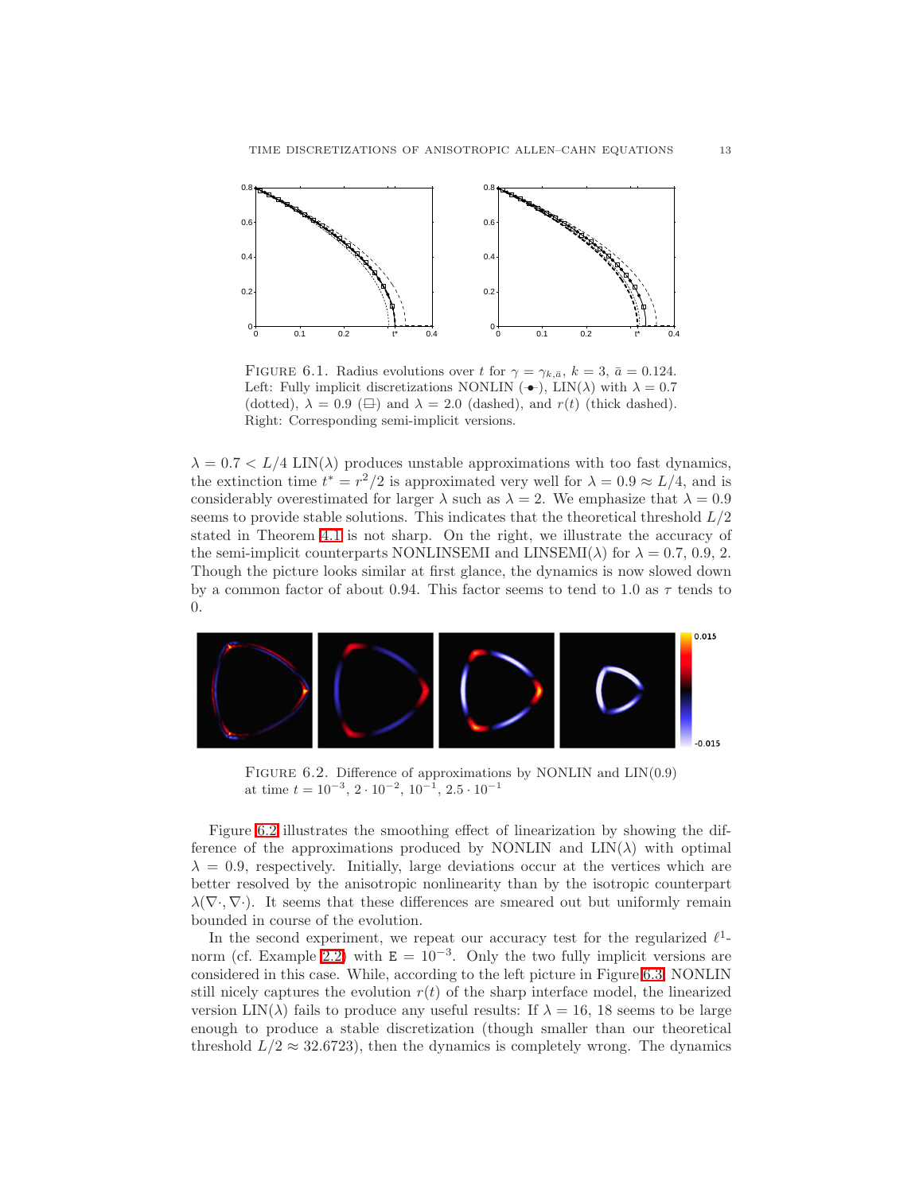FIGURE 6.1. Radius evolutions over $t$ for $\gamma = \gamma_{k,\bar{a}}$, $k = 3$, $\bar{a} = 0.124$. Left: Fully implicit discretizations NONLIN (-●-), LIN($\lambda$) with $\lambda = 0.7$ (dotted), $\lambda = 0.9$ (⊟) and $\lambda = 2.0$ (dashed), and $r(t)$ (thick dashed). Right: Corresponding semi-implicit versions.

$\lambda = 0.7 < L/4$ LIN($\lambda$) produces unstable approximations with too fast dynamics, the extinction time $t^* = r^2/2$ is approximated very well for $\lambda = 0.9 \approx L/4$, and is considerably overestimated for larger $\lambda$ such as $\lambda = 2$. We emphasize that $\lambda = 0.9$ seems to provide stable solutions. This indicates that the theoretical threshold $L/2$ stated in Theorem 4.1 is not sharp. On the right, we illustrate the accuracy of the semi-implicit counterparts NONLINSEMI and LINSEMI($\lambda$) for $\lambda = 0.7$, $0.9$, $2$. Though the picture looks similar at first glance, the dynamics is now slowed down by a common factor of about 0.94. This factor seems to tend to 1.0 as $\tau$ tends to 0.

FIGURE 6.2. Difference of approximations by NONLIN and LIN(0.9) at time $t = 10^{-3}$, $2 \cdot 10^{-2}$, $10^{-1}$, $2.5 \cdot 10^{-1}$

Figure 6.2 illustrates the smoothing effect of linearization by showing the difference of the approximations produced by NONLIN and LIN($\lambda$) with optimal $\lambda = 0.9$, respectively. Initially, large deviations occur at the vertices which are better resolved by the anisotropic nonlinearity than by the isotropic counterpart $\lambda(\nabla\cdot, \nabla\cdot)$. It seems that these differences are smeared out but uniformly remain bounded in course of the evolution.

In the second experiment, we repeat our accuracy test for the regularized $\ell^1$-norm (cf. Example 2.2) with $\mathtt{E} = 10^{-3}$. Only the two fully implicit versions are considered in this case. While, according to the left picture in Figure 6.3, NONLIN still nicely captures the evolution $r(t)$ of the sharp interface model, the linearized version LIN($\lambda$) fails to produce any useful results: If $\lambda = 16$, 18 seems to be large enough to produce a stable discretization (though smaller than our theoretical threshold $L/2 \approx 32.6723$), then the dynamics is completely wrong. The dynamics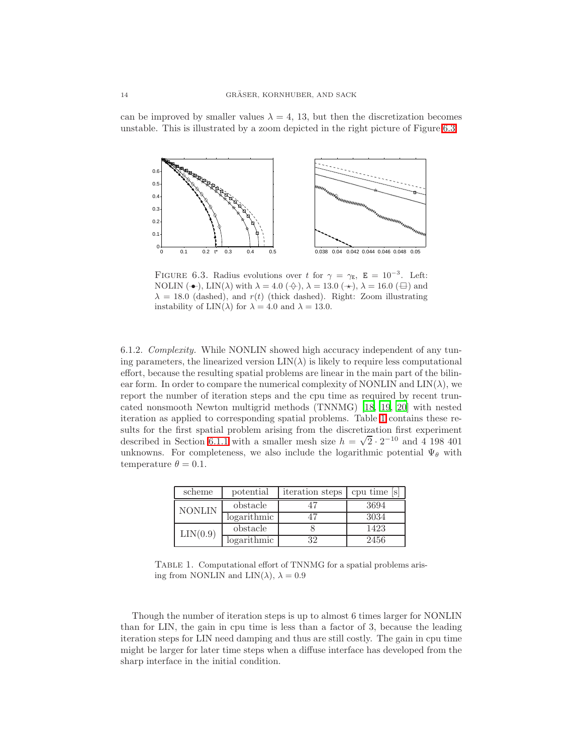can be improved by smaller values $\lambda = 4$, 13, but then the discretization becomes unstable. This is illustrated by a zoom depicted in the right picture of Figure 6.3.

FIGURE 6.3. Radius evolutions over $t$ for $\gamma = \gamma_{\mathtt{E}}$, $\mathtt{E} = 10^{-3}$. Left: NOLIN (-•-), LIN($\lambda$) with $\lambda = 4.0$ (-◇-), $\lambda = 13.0$ (-⋆-), $\lambda = 16.0$ (-□-) and $\lambda = 18.0$ (dashed), and $r(t)$ (thick dashed). Right: Zoom illustrating instability of LIN($\lambda$) for $\lambda = 4.0$ and $\lambda = 13.0$.

6.1.2. *Complexity.* While NONLIN showed high accuracy independent of any tuning parameters, the linearized version LIN($\lambda$) is likely to require less computational effort, because the resulting spatial problems are linear in the main part of the bilinear form. In order to compare the numerical complexity of NONLIN and LIN($\lambda$), we report the number of iteration steps and the cpu time as required by recent truncated nonsmooth Newton multigrid methods (TNNMG) [18, 19, 20] with nested iteration as applied to corresponding spatial problems. Table 1 contains these results for the first spatial problem arising from the discretization first experiment described in Section 6.1.1 with a smaller mesh size $h = \sqrt{2} \cdot 2^{-10}$ and 4 198 401 unknowns. For completeness, we also include the logarithmic potential $\Psi_\theta$ with temperature $\theta = 0.1$.

| scheme | potential | iteration steps | cpu time [s] |
|---|---|---|---|
| NONLIN | obstacle | 47 | 3694 |
| | logarithmic | 47 | 3034 |
| LIN(0.9) | obstacle | 8 | 1423 |
| | logarithmic | 32 | 2456 |

TABLE 1. Computational effort of TNNMG for a spatial problems arising from NONLIN and LIN($\lambda$), $\lambda = 0.9$

Though the number of iteration steps is up to almost 6 times larger for NONLIN than for LIN, the gain in cpu time is less than a factor of 3, because the leading iteration steps for LIN need damping and thus are still costly. The gain in cpu time might be larger for later time steps when a diffuse interface has developed from the sharp interface in the initial condition.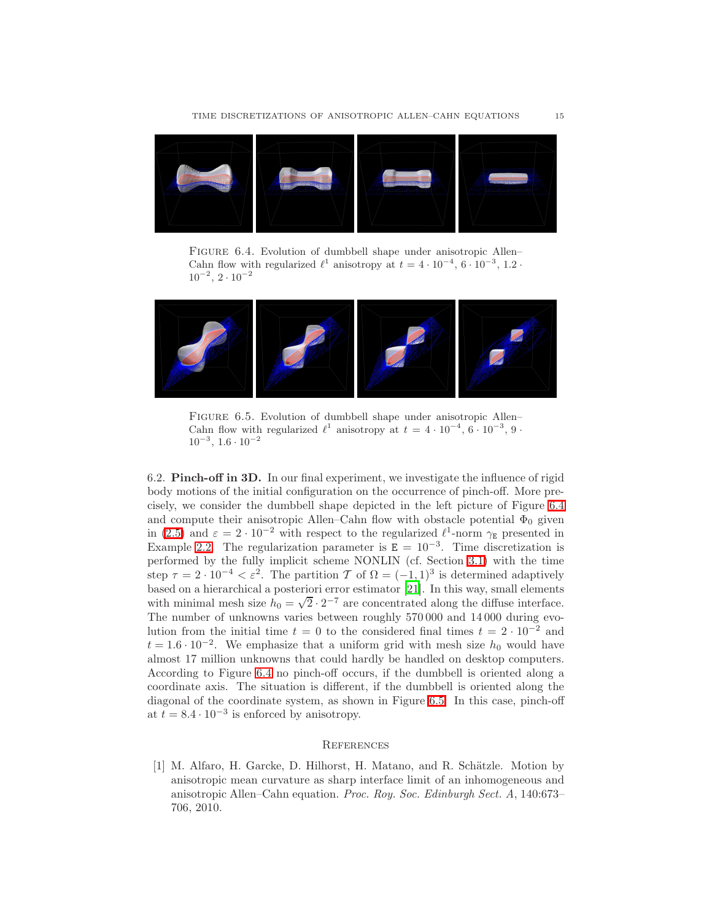FIGURE 6.4. Evolution of dumbbell shape under anisotropic Allen–Cahn flow with regularized $\ell^1$ anisotropy at $t = 4 \cdot 10^{-4}$, $6 \cdot 10^{-3}$, $1.2 \cdot 10^{-2}$, $2 \cdot 10^{-2}$

FIGURE 6.5. Evolution of dumbbell shape under anisotropic Allen–Cahn flow with regularized $\ell^1$ anisotropy at $t = 4 \cdot 10^{-4}$, $6 \cdot 10^{-3}$, $9 \cdot 10^{-3}$, $1.6 \cdot 10^{-2}$

6.2. **Pinch-off in 3D.** In our final experiment, we investigate the influence of rigid body motions of the initial configuration on the occurrence of pinch-off. More precisely, we consider the dumbbell shape depicted in the left picture of Figure 6.4 and compute their anisotropic Allen–Cahn flow with obstacle potential $\Phi_0$ given in (2.5) and $\varepsilon = 2 \cdot 10^{-2}$ with respect to the regularized $\ell^1$-norm $\gamma_{\mathtt{E}}$ presented in Example 2.2. The regularization parameter is $\mathtt{E} = 10^{-3}$. Time discretization is performed by the fully implicit scheme NONLIN (cf. Section 3.1) with the time step $\tau = 2 \cdot 10^{-4} < \varepsilon^2$. The partition $\mathcal{T}$ of $\Omega = (-1,1)^3$ is determined adaptively based on a hierarchical a posteriori error estimator [21]. In this way, small elements with minimal mesh size $h_0 = \sqrt{2} \cdot 2^{-7}$ are concentrated along the diffuse interface. The number of unknowns varies between roughly 570 000 and 14 000 during evolution from the initial time $t = 0$ to the considered final times $t = 2 \cdot 10^{-2}$ and $t = 1.6 \cdot 10^{-2}$. We emphasize that a uniform grid with mesh size $h_0$ would have almost 17 million unknowns that could hardly be handled on desktop computers. According to Figure 6.4 no pinch-off occurs, if the dumbbell is oriented along a coordinate axis. The situation is different, if the dumbbell is oriented along the diagonal of the coordinate system, as shown in Figure 6.5. In this case, pinch-off at $t = 8.4 \cdot 10^{-3}$ is enforced by anisotropy.

## References

[1] M. Alfaro, H. Garcke, D. Hilhorst, H. Matano, and R. Schätzle. Motion by anisotropic mean curvature as sharp interface limit of an inhomogeneous and anisotropic Allen–Cahn equation. *Proc. Roy. Soc. Edinburgh Sect. A*, 140:673–706, 2010.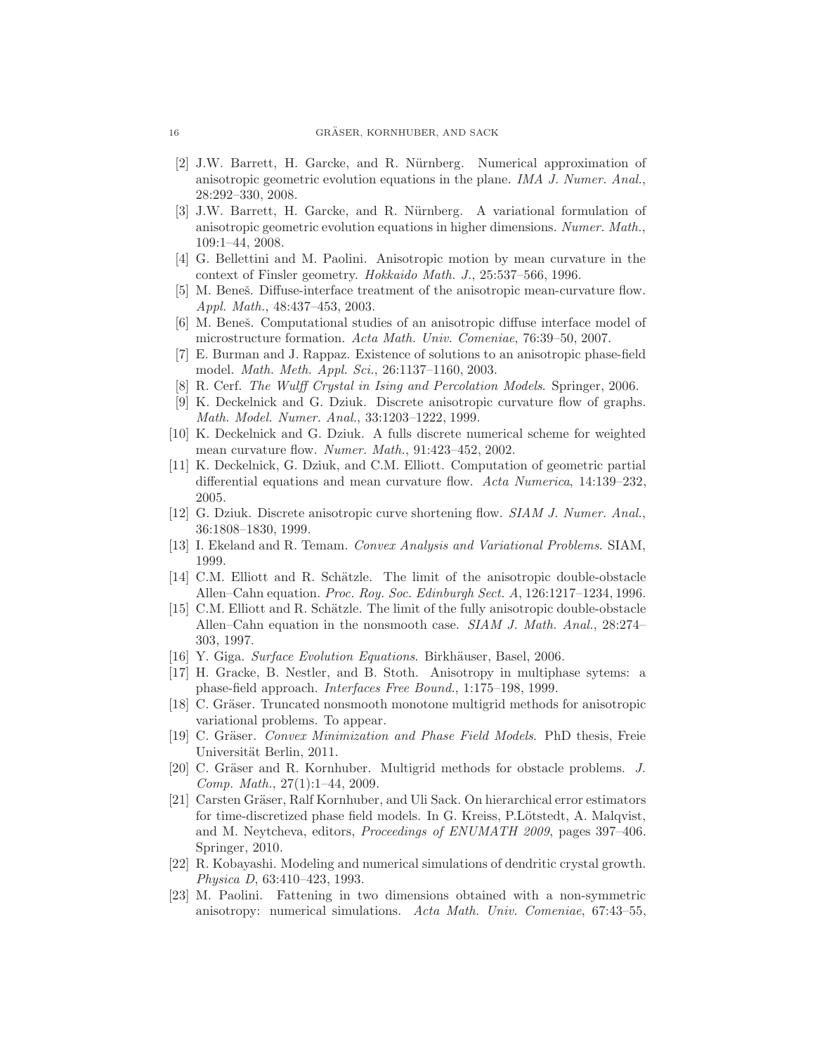[2] J.W. Barrett, H. Garcke, and R. Nürnberg. Numerical approximation of anisotropic geometric evolution equations in the plane. *IMA J. Numer. Anal.*, 28:292–330, 2008.

[3] J.W. Barrett, H. Garcke, and R. Nürnberg. A variational formulation of anisotropic geometric evolution equations in higher dimensions. *Numer. Math.*, 109:1–44, 2008.

[4] G. Bellettini and M. Paolini. Anisotropic motion by mean curvature in the context of Finsler geometry. *Hokkaido Math. J.*, 25:537–566, 1996.

[5] M. Beneš. Diffuse-interface treatment of the anisotropic mean-curvature flow. *Appl. Math.*, 48:437–453, 2003.

[6] M. Beneš. Computational studies of an anisotropic diffuse interface model of microstructure formation. *Acta Math. Univ. Comeniae*, 76:39–50, 2007.

[7] E. Burman and J. Rappaz. Existence of solutions to an anisotropic phase-field model. *Math. Meth. Appl. Sci.*, 26:1137–1160, 2003.

[8] R. Cerf. *The Wulff Crystal in Ising and Percolation Models*. Springer, 2006.

[9] K. Deckelnick and G. Dziuk. Discrete anisotropic curvature flow of graphs. *Math. Model. Numer. Anal.*, 33:1203–1222, 1999.

[10] K. Deckelnick and G. Dziuk. A fulls discrete numerical scheme for weighted mean curvature flow. *Numer. Math.*, 91:423–452, 2002.

[11] K. Deckelnick, G. Dziuk, and C.M. Elliott. Computation of geometric partial differential equations and mean curvature flow. *Acta Numerica*, 14:139–232, 2005.

[12] G. Dziuk. Discrete anisotropic curve shortening flow. *SIAM J. Numer. Anal.*, 36:1808–1830, 1999.

[13] I. Ekeland and R. Temam. *Convex Analysis and Variational Problems*. SIAM, 1999.

[14] C.M. Elliott and R. Schätzle. The limit of the anisotropic double-obstacle Allen–Cahn equation. *Proc. Roy. Soc. Edinburgh Sect. A*, 126:1217–1234, 1996.

[15] C.M. Elliott and R. Schätzle. The limit of the fully anisotropic double-obstacle Allen–Cahn equation in the nonsmooth case. *SIAM J. Math. Anal.*, 28:274–303, 1997.

[16] Y. Giga. *Surface Evolution Equations*. Birkhäuser, Basel, 2006.

[17] H. Gracke, B. Nestler, and B. Stoth. Anisotropy in multiphase sytems: a phase-field approach. *Interfaces Free Bound.*, 1:175–198, 1999.

[18] C. Gräser. Truncated nonsmooth monotone multigrid methods for anisotropic variational problems. To appear.

[19] C. Gräser. *Convex Minimization and Phase Field Models*. PhD thesis, Freie Universität Berlin, 2011.

[20] C. Gräser and R. Kornhuber. Multigrid methods for obstacle problems. *J. Comp. Math.*, 27(1):1–44, 2009.

[21] Carsten Gräser, Ralf Kornhuber, and Uli Sack. On hierarchical error estimators for time-discretized phase field models. In G. Kreiss, P.Lötstedt, A. Malqvist, and M. Neytcheva, editors, *Proceedings of ENUMATH 2009*, pages 397–406. Springer, 2010.

[22] R. Kobayashi. Modeling and numerical simulations of dendritic crystal growth. *Physica D*, 63:410–423, 1993.

[23] M. Paolini. Fattening in two dimensions obtained with a non-symmetric anisotropy: numerical simulations. *Acta Math. Univ. Comeniae*, 67:43–55,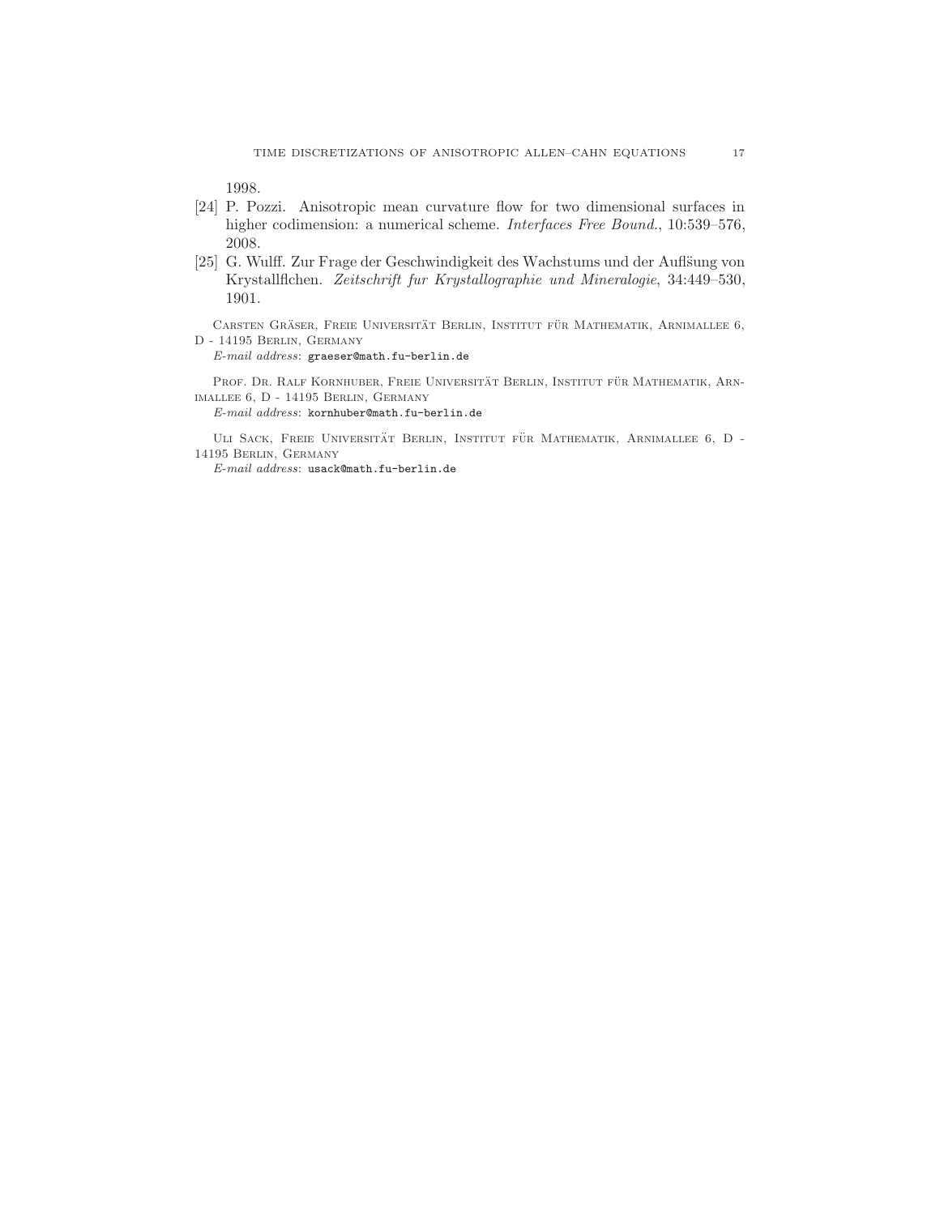1998.

[24] P. Pozzi. Anisotropic mean curvature flow for two dimensional surfaces in higher codimension: a numerical scheme. *Interfaces Free Bound.*, 10:539–576, 2008.

[25] G. Wulff. Zur Frage der Geschwindigkeit des Wachstums und der Auflšung von Krystallflchen. *Zeitschrift fur Krystallographie und Mineralogie*, 34:449–530, 1901.

Carsten Gräser, Freie Universität Berlin, Institut für Mathematik, Arnimallee 6, D - 14195 Berlin, Germany
*E-mail address*: `graeser@math.fu-berlin.de`

Prof. Dr. Ralf Kornhuber, Freie Universität Berlin, Institut für Mathematik, Arnimallee 6, D - 14195 Berlin, Germany
*E-mail address*: `kornhuber@math.fu-berlin.de`

Uli Sack, Freie Universität Berlin, Institut für Mathematik, Arnimallee 6, D - 14195 Berlin, Germany
*E-mail address*: `usack@math.fu-berlin.de`